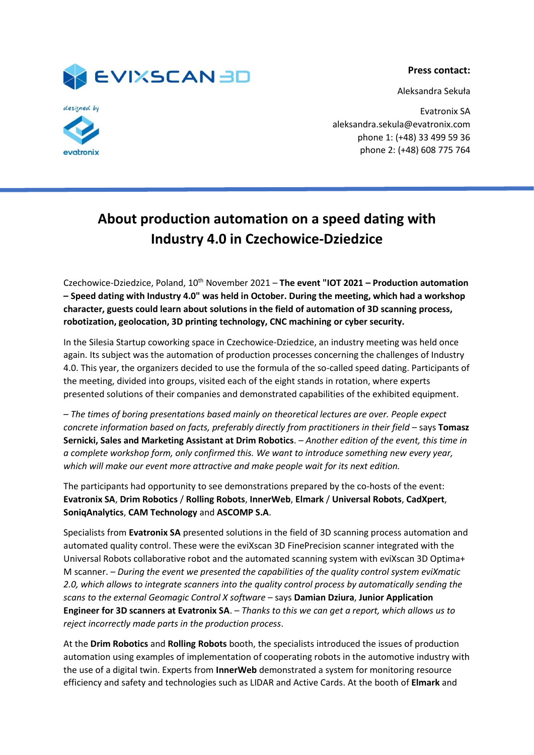**Press contact:**

Aleksandra Sekuła

Evatronix SA
aleksandra.sekula@evatronix.com
phone 1: (+48) 33 499 59 36
phone 2: (+48) 608 775 764

# About production automation on a speed dating with Industry 4.0 in Czechowice-Dziedzice

Czechowice-Dziedzice, Poland, 10th November 2021 – **The event "IOT 2021 – Production automation – Speed dating with Industry 4.0" was held in October. During the meeting, which had a workshop character, guests could learn about solutions in the field of automation of 3D scanning process, robotization, geolocation, 3D printing technology, CNC machining or cyber security.**

In the Silesia Startup coworking space in Czechowice-Dziedzice, an industry meeting was held once again. Its subject was the automation of production processes concerning the challenges of Industry 4.0. This year, the organizers decided to use the formula of the so-called speed dating. Participants of the meeting, divided into groups, visited each of the eight stands in rotation, where experts presented solutions of their companies and demonstrated capabilities of the exhibited equipment.

– *The times of boring presentations based mainly on theoretical lectures are over. People expect concrete information based on facts, preferably directly from practitioners in their field* – says **Tomasz Sernicki, Sales and Marketing Assistant at Drim Robotics**. – *Another edition of the event, this time in a complete workshop form, only confirmed this. We want to introduce something new every year, which will make our event more attractive and make people wait for its next edition.*

The participants had opportunity to see demonstrations prepared by the co-hosts of the event: **Evatronix SA**, **Drim Robotics** / **Rolling Robots**, **InnerWeb**, **Elmark** / **Universal Robots**, **CadXpert**, **SoniqAnalytics**, **CAM Technology** and **ASCOMP S.A**.

Specialists from **Evatronix SA** presented solutions in the field of 3D scanning process automation and automated quality control. These were the eviXscan 3D FinePrecision scanner integrated with the Universal Robots collaborative robot and the automated scanning system with eviXscan 3D Optima+ M scanner. – *During the event we presented the capabilities of the quality control system eviXmatic 2.0, which allows to integrate scanners into the quality control process by automatically sending the scans to the external Geomagic Control X software* – says **Damian Dziura**, **Junior Application Engineer for 3D scanners at Evatronix SA**. – *Thanks to this we can get a report, which allows us to reject incorrectly made parts in the production process*.

At the **Drim Robotics** and **Rolling Robots** booth, the specialists introduced the issues of production automation using examples of implementation of cooperating robots in the automotive industry with the use of a digital twin. Experts from **InnerWeb** demonstrated a system for monitoring resource efficiency and safety and technologies such as LIDAR and Active Cards. At the booth of **Elmark** and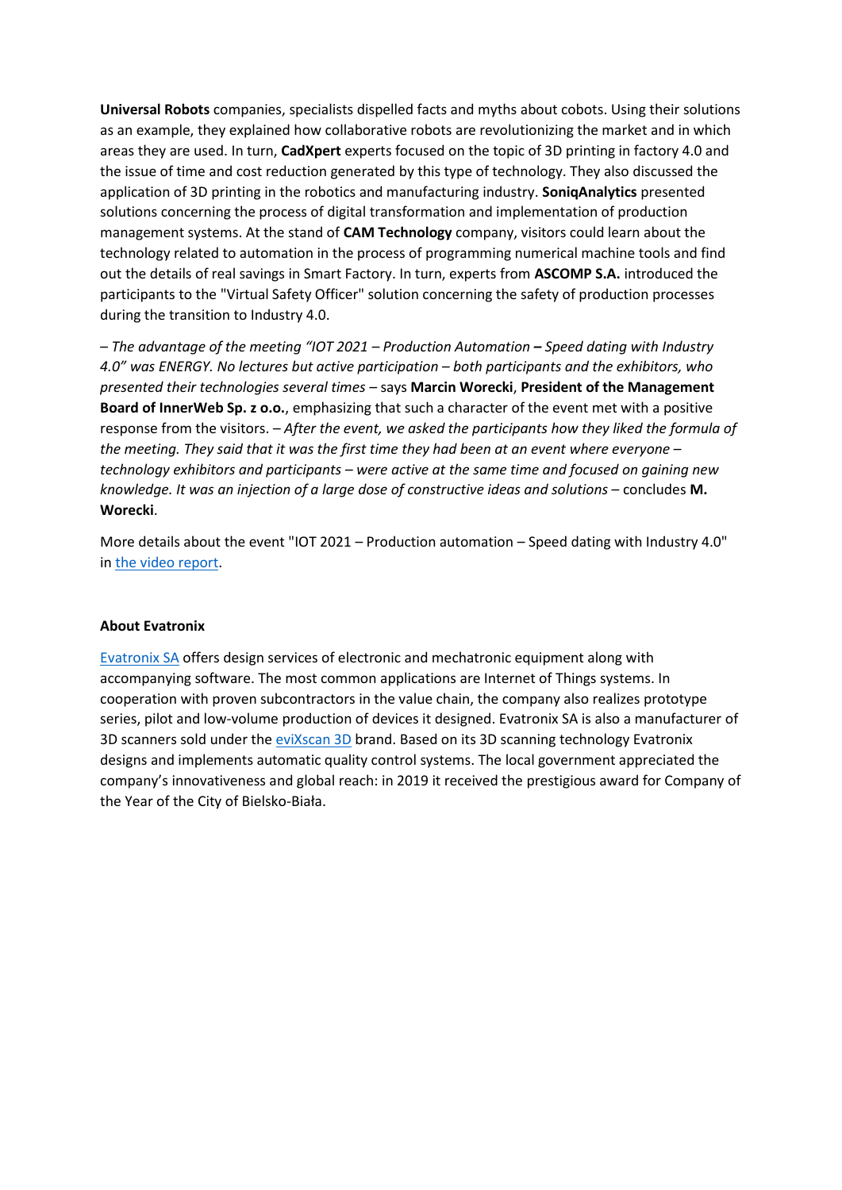**Universal Robots** companies, specialists dispelled facts and myths about cobots. Using their solutions as an example, they explained how collaborative robots are revolutionizing the market and in which areas they are used. In turn, **CadXpert** experts focused on the topic of 3D printing in factory 4.0 and the issue of time and cost reduction generated by this type of technology. They also discussed the application of 3D printing in the robotics and manufacturing industry. **SoniqAnalytics** presented solutions concerning the process of digital transformation and implementation of production management systems. At the stand of **CAM Technology** company, visitors could learn about the technology related to automation in the process of programming numerical machine tools and find out the details of real savings in Smart Factory. In turn, experts from **ASCOMP S.A.** introduced the participants to the "Virtual Safety Officer" solution concerning the safety of production processes during the transition to Industry 4.0.

– *The advantage of the meeting "IOT 2021 – Production Automation* **–** *Speed dating with Industry 4.0" was ENERGY. No lectures but active participation – both participants and the exhibitors, who presented their technologies several times* – says **Marcin Worecki**, **President of the Management Board of InnerWeb Sp. z o.o.**, emphasizing that such a character of the event met with a positive response from the visitors. – *After the event, we asked the participants how they liked the formula of the meeting. They said that it was the first time they had been at an event where everyone – technology exhibitors and participants – were active at the same time and focused on gaining new knowledge. It was an injection of a large dose of constructive ideas and solutions* – concludes **M. Worecki**.

More details about the event "IOT 2021 – Production automation – Speed dating with Industry 4.0" in the video report.

**About Evatronix**

Evatronix SA offers design services of electronic and mechatronic equipment along with accompanying software. The most common applications are Internet of Things systems. In cooperation with proven subcontractors in the value chain, the company also realizes prototype series, pilot and low-volume production of devices it designed. Evatronix SA is also a manufacturer of 3D scanners sold under the eviXscan 3D brand. Based on its 3D scanning technology Evatronix designs and implements automatic quality control systems. The local government appreciated the company's innovativeness and global reach: in 2019 it received the prestigious award for Company of the Year of the City of Bielsko-Biała.